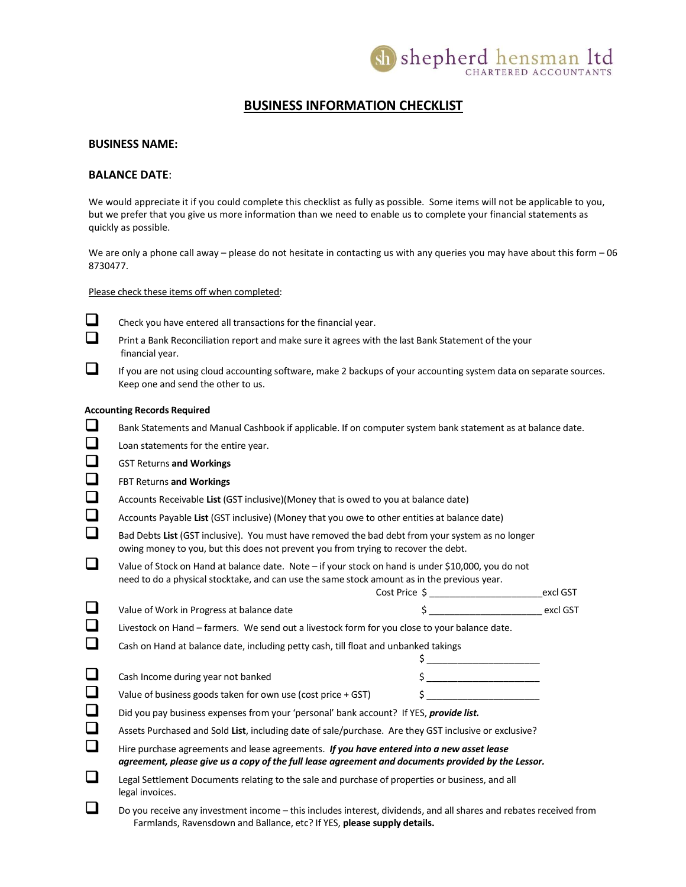shepherd hensman ltd
CHARTERED ACCOUNTANTS

# BUSINESS INFORMATION CHECKLIST

**BUSINESS NAME:**

**BALANCE DATE**:

We would appreciate it if you could complete this checklist as fully as possible. Some items will not be applicable to you, but we prefer that you give us more information than we need to enable us to complete your financial statements as quickly as possible.

We are only a phone call away – please do not hesitate in contacting us with any queries you may have about this form – 06 8730477.

Please check these items off when completed:

- ☐ Check you have entered all transactions for the financial year.
- ☐ Print a Bank Reconciliation report and make sure it agrees with the last Bank Statement of the your financial year.
- ☐ If you are not using cloud accounting software, make 2 backups of your accounting system data on separate sources. Keep one and send the other to us.

**Accounting Records Required**

- ☐ Bank Statements and Manual Cashbook if applicable. If on computer system bank statement as at balance date.
- ☐ Loan statements for the entire year.
- ☐ GST Returns **and Workings**
- ☐ FBT Returns **and Workings**
- ☐ Accounts Receivable **List** (GST inclusive)(Money that is owed to you at balance date)
- ☐ Accounts Payable **List** (GST inclusive) (Money that you owe to other entities at balance date)
- ☐ Bad Debts **List** (GST inclusive). You must have removed the bad debt from your system as no longer owing money to you, but this does not prevent you from trying to recover the debt.
- ☐ Value of Stock on Hand at balance date. Note – if your stock on hand is under $10,000, you do not need to do a physical stocktake, and can use the same stock amount as in the previous year.
  Cost Price $ ______________________excl GST
- ☐ Value of Work in Progress at balance date $ ______________________ excl GST
- ☐ Livestock on Hand – farmers. We send out a livestock form for you close to your balance date.
- ☐ Cash on Hand at balance date, including petty cash, till float and unbanked takings
  $ ______________________
- ☐ Cash Income during year not banked $ ______________________
- ☐ Value of business goods taken for own use (cost price + GST) $ ______________________
- ☐ Did you pay business expenses from your 'personal' bank account? If YES, ***provide list.***
- ☐ Assets Purchased and Sold **List**, including date of sale/purchase. Are they GST inclusive or exclusive?
- ☐ Hire purchase agreements and lease agreements. ***If you have entered into a new asset lease agreement, please give us a copy of the full lease agreement and documents provided by the Lessor.***
- ☐ Legal Settlement Documents relating to the sale and purchase of properties or business, and all legal invoices.
- ☐ Do you receive any investment income – this includes interest, dividends, and all shares and rebates received from Farmlands, Ravensdown and Ballance, etc? If YES, **please supply details.**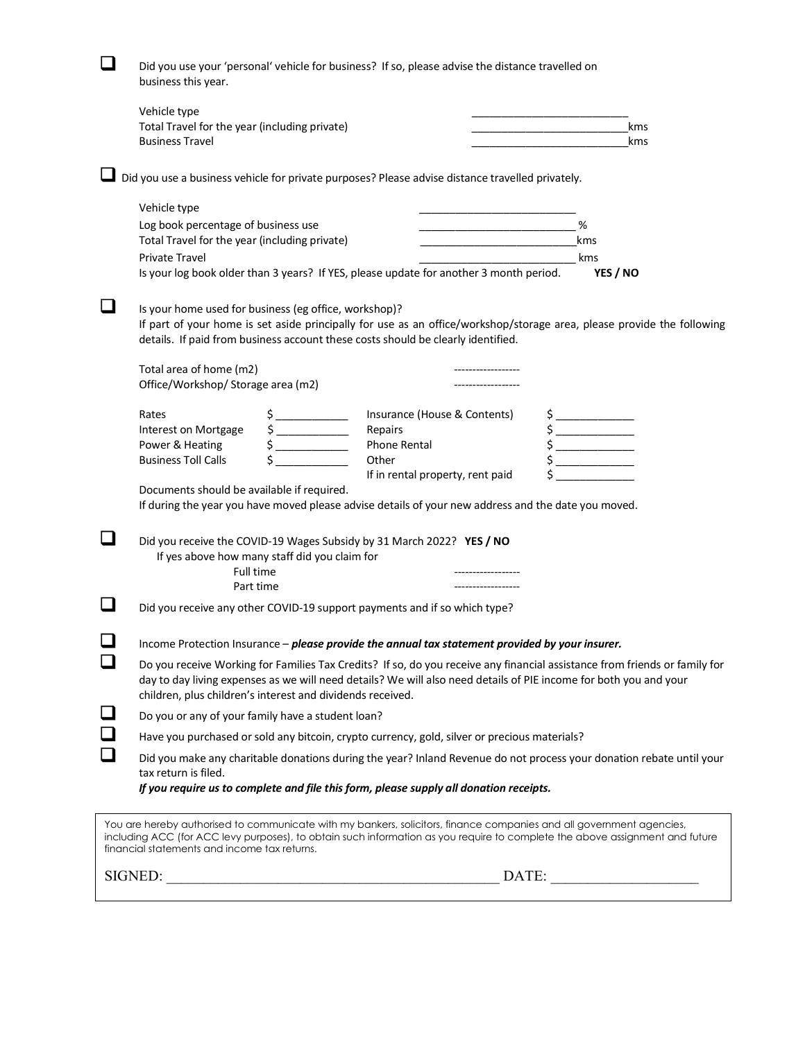- [ ] Did you use your 'personal' vehicle for business? If so, please advise the distance travelled on business this year.

| | |
|---|---|
| Vehicle type | ___________________________ |
| Total Travel for the year (including private) | ___________________________kms |
| Business Travel | ___________________________kms |

- [ ] Did you use a business vehicle for private purposes? Please advise distance travelled privately.

| | |
|---|---|
| Vehicle type | ___________________________ |
| Log book percentage of business use | ___________________________ % |
| Total Travel for the year (including private) | ___________________________kms |
| Private Travel | ___________________________ kms |

Is your log book older than 3 years? If YES, please update for another 3 month period. **YES / NO**

- [ ] Is your home used for business (eg office, workshop)?
  If part of your home is set aside principally for use as an office/workshop/storage area, please provide the following details. If paid from business account these costs should be clearly identified.

| | |
|---|---|
| Total area of home (m2) | ------------------ |
| Office/Workshop/ Storage area (m2) | ------------------ |

| | | | |
|---|---|---|---|
| Rates | $ ____________ | Insurance (House & Contents) | $ _____________ |
| Interest on Mortgage | $ ____________ | Repairs | $ _____________ |
| Power & Heating | $ ____________ | Phone Rental | $ _____________ |
| Business Toll Calls | $ ____________ | Other | $ _____________ |
| | | If in rental property, rent paid | $ _____________ |

Documents should be available if required.
If during the year you have moved please advise details of your new address and the date you moved.

- [ ] Did you receive the COVID-19 Wages Subsidy by 31 March 2022? **YES / NO**
  If yes above how many staff did you claim for

| | |
|---|---|
| Full time | ------------------ |
| Part time | ------------------ |

- [ ] Did you receive any other COVID-19 support payments and if so which type?
- [ ] Income Protection Insurance – ***please provide the annual tax statement provided by your insurer.***
- [ ] Do you receive Working for Families Tax Credits? If so, do you receive any financial assistance from friends or family for day to day living expenses as we will need details? We will also need details of PIE income for both you and your children, plus children's interest and dividends received.
- [ ] Do you or any of your family have a student loan?
- [ ] Have you purchased or sold any bitcoin, crypto currency, gold, silver or precious materials?
- [ ] Did you make any charitable donations during the year? Inland Revenue do not process your donation rebate until your tax return is filed.
  ***If you require us to complete and file this form, please supply all donation receipts.***

You are hereby authorised to communicate with my bankers, solicitors, finance companies and all government agencies, including ACC (for ACC levy purposes), to obtain such information as you require to complete the above assignment and future financial statements and income tax returns.

SIGNED: _______________________________________________ DATE: ____________________